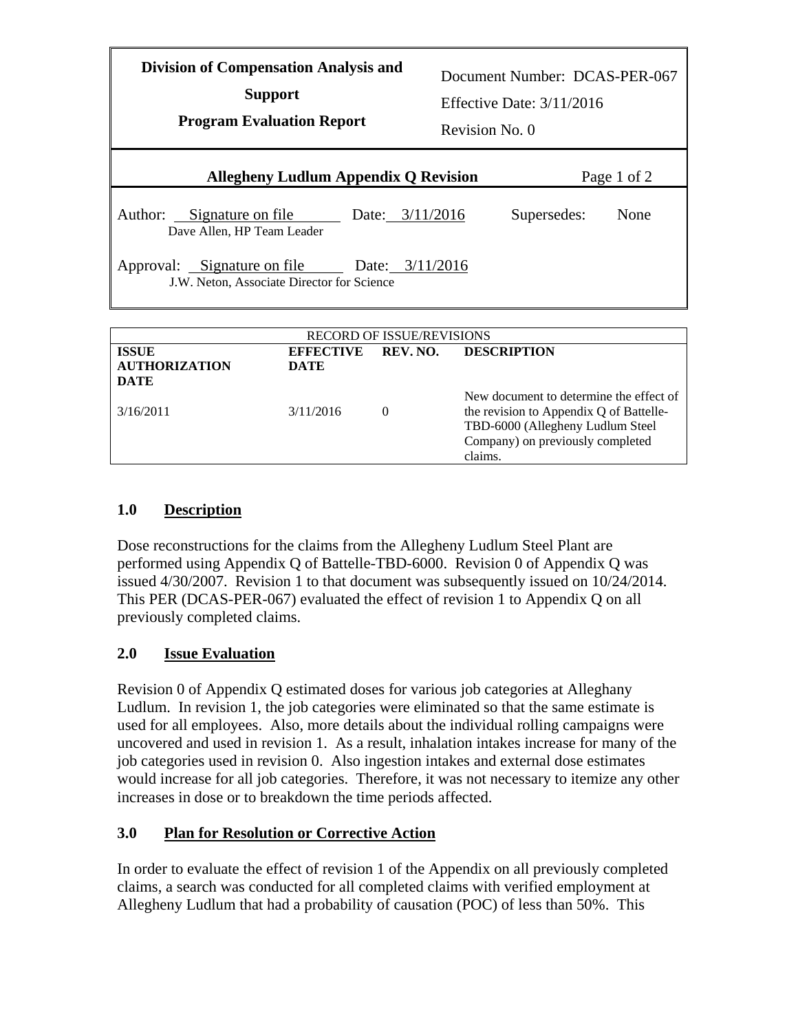| Division of Compensation Analysis and Support<br>Program Evaluation Report | Document Number: DCAS-PER-067<br>Effective Date: 3/11/2016<br>Revision No. 0 |
|---|---|
| **Allegheny Ludlum Appendix Q Revision** | |
| Author: Signature on file — Dave Allen, HP Team Leader — Date: 3/11/2016 | Supersedes: None |
| Approval: Signature on file — J.W. Neton, Associate Director for Science — Date: 3/11/2016 | |

RECORD OF ISSUE/REVISIONS

| ISSUE AUTHORIZATION DATE | EFFECTIVE DATE | REV. NO. | DESCRIPTION |
|---|---|---|---|
| 3/16/2011 | 3/11/2016 | 0 | New document to determine the effect of the revision to Appendix Q of Battelle-TBD-6000 (Allegheny Ludlum Steel Company) on previously completed claims. |

## 1.0 Description

Dose reconstructions for the claims from the Allegheny Ludlum Steel Plant are performed using Appendix Q of Battelle-TBD-6000. Revision 0 of Appendix Q was issued 4/30/2007. Revision 1 to that document was subsequently issued on 10/24/2014. This PER (DCAS-PER-067) evaluated the effect of revision 1 to Appendix Q on all previously completed claims.

## 2.0 Issue Evaluation

Revision 0 of Appendix Q estimated doses for various job categories at Alleghany Ludlum. In revision 1, the job categories were eliminated so that the same estimate is used for all employees. Also, more details about the individual rolling campaigns were uncovered and used in revision 1. As a result, inhalation intakes increase for many of the job categories used in revision 0. Also ingestion intakes and external dose estimates would increase for all job categories. Therefore, it was not necessary to itemize any other increases in dose or to breakdown the time periods affected.

## 3.0 Plan for Resolution or Corrective Action

In order to evaluate the effect of revision 1 of the Appendix on all previously completed claims, a search was conducted for all completed claims with verified employment at Allegheny Ludlum that had a probability of causation (POC) of less than 50%. This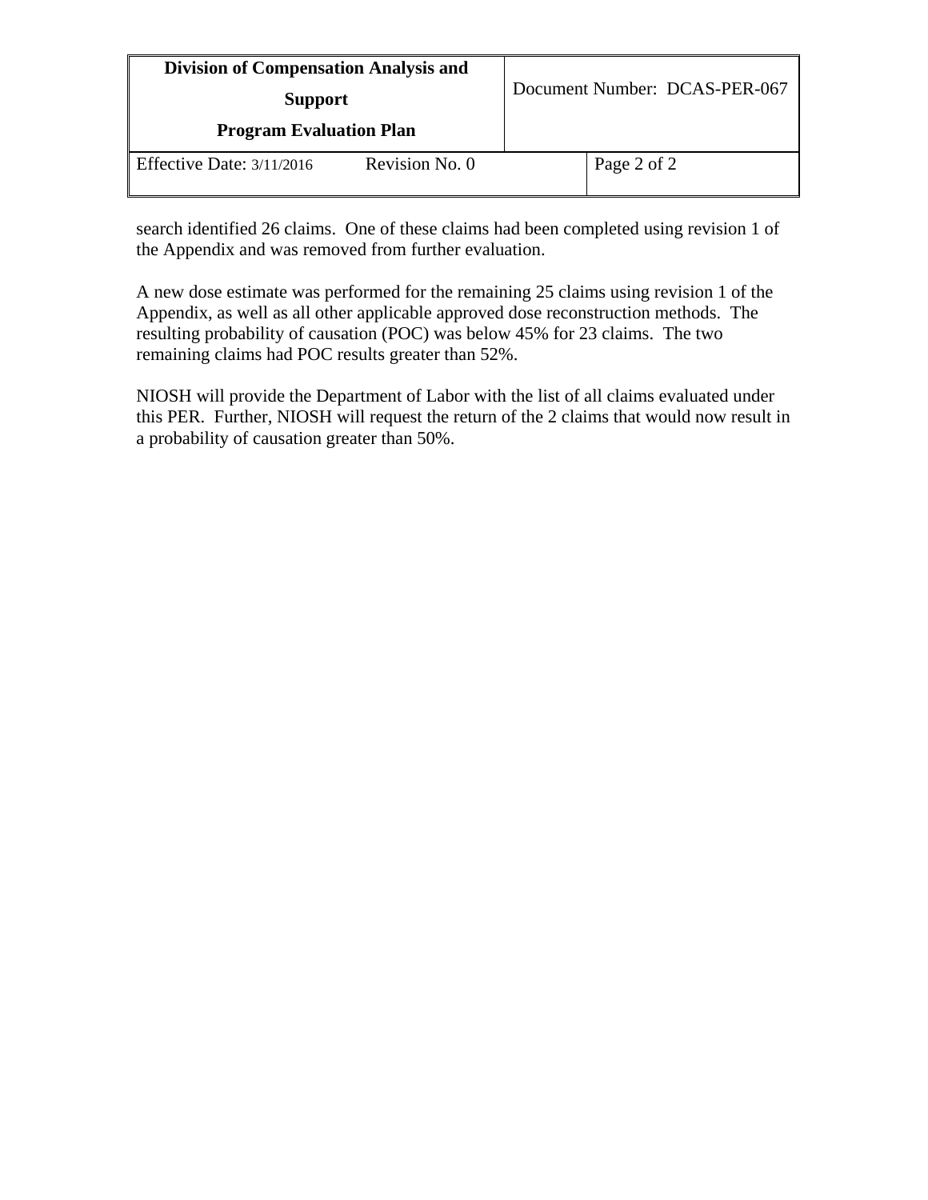search identified 26 claims. One of these claims had been completed using revision 1 of the Appendix and was removed from further evaluation.

A new dose estimate was performed for the remaining 25 claims using revision 1 of the Appendix, as well as all other applicable approved dose reconstruction methods. The resulting probability of causation (POC) was below 45% for 23 claims. The two remaining claims had POC results greater than 52%.

NIOSH will provide the Department of Labor with the list of all claims evaluated under this PER. Further, NIOSH will request the return of the 2 claims that would now result in a probability of causation greater than 50%.